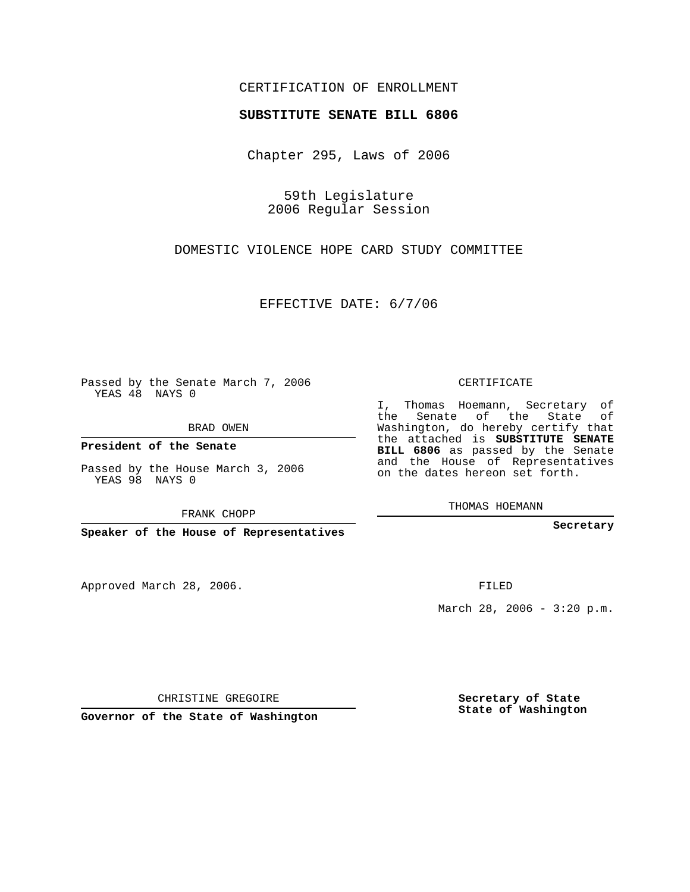CERTIFICATION OF ENROLLMENT

**SUBSTITUTE SENATE BILL 6806**

Chapter 295, Laws of 2006

59th Legislature
2006 Regular Session

DOMESTIC VIOLENCE HOPE CARD STUDY COMMITTEE

EFFECTIVE DATE: 6/7/06

Passed by the Senate March 7, 2006
YEAS 48 NAYS 0

BRAD OWEN

**President of the Senate**

Passed by the House March 3, 2006
YEAS 98 NAYS 0

FRANK CHOPP

**Speaker of the House of Representatives**

CERTIFICATE

I, Thomas Hoemann, Secretary of the Senate of the State of Washington, do hereby certify that the attached is **SUBSTITUTE SENATE BILL 6806** as passed by the Senate and the House of Representatives on the dates hereon set forth.

THOMAS HOEMANN

**Secretary**

Approved March 28, 2006.

FILED

March 28, 2006 - 3:20 p.m.

CHRISTINE GREGOIRE

**Governor of the State of Washington**

**Secretary of State**
**State of Washington**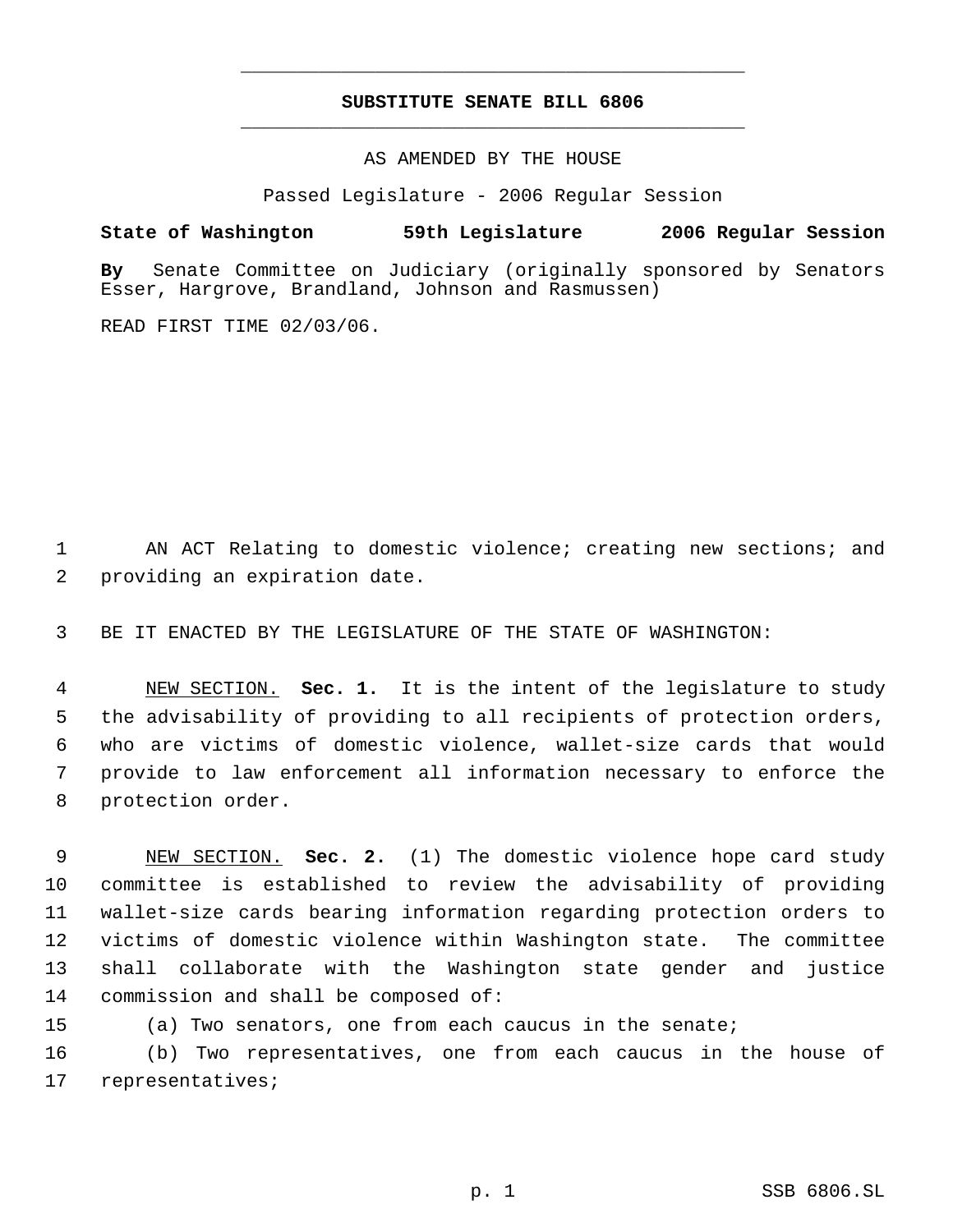# SUBSTITUTE SENATE BILL 6806

AS AMENDED BY THE HOUSE

Passed Legislature - 2006 Regular Session

**State of Washington 59th Legislature 2006 Regular Session**

**By** Senate Committee on Judiciary (originally sponsored by Senators Esser, Hargrove, Brandland, Johnson and Rasmussen)

READ FIRST TIME 02/03/06.

AN ACT Relating to domestic violence; creating new sections; and providing an expiration date.

BE IT ENACTED BY THE LEGISLATURE OF THE STATE OF WASHINGTON:

NEW SECTION. **Sec. 1.** It is the intent of the legislature to study the advisability of providing to all recipients of protection orders, who are victims of domestic violence, wallet-size cards that would provide to law enforcement all information necessary to enforce the protection order.

NEW SECTION. **Sec. 2.** (1) The domestic violence hope card study committee is established to review the advisability of providing wallet-size cards bearing information regarding protection orders to victims of domestic violence within Washington state. The committee shall collaborate with the Washington state gender and justice commission and shall be composed of:

(a) Two senators, one from each caucus in the senate;

(b) Two representatives, one from each caucus in the house of representatives;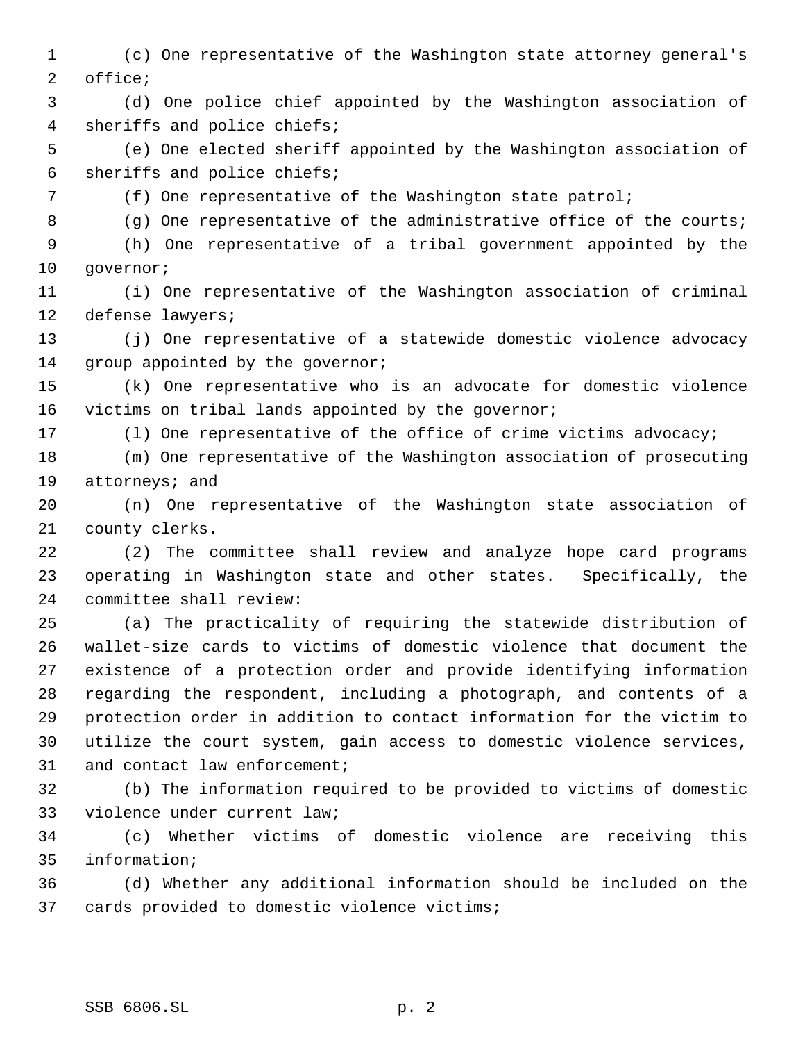(c) One representative of the Washington state attorney general's office;

(d) One police chief appointed by the Washington association of sheriffs and police chiefs;

(e) One elected sheriff appointed by the Washington association of sheriffs and police chiefs;

(f) One representative of the Washington state patrol;

(g) One representative of the administrative office of the courts;

(h) One representative of a tribal government appointed by the governor;

(i) One representative of the Washington association of criminal defense lawyers;

(j) One representative of a statewide domestic violence advocacy group appointed by the governor;

(k) One representative who is an advocate for domestic violence victims on tribal lands appointed by the governor;

(l) One representative of the office of crime victims advocacy;

(m) One representative of the Washington association of prosecuting attorneys; and

(n) One representative of the Washington state association of county clerks.

(2) The committee shall review and analyze hope card programs operating in Washington state and other states. Specifically, the committee shall review:

(a) The practicality of requiring the statewide distribution of wallet-size cards to victims of domestic violence that document the existence of a protection order and provide identifying information regarding the respondent, including a photograph, and contents of a protection order in addition to contact information for the victim to utilize the court system, gain access to domestic violence services, and contact law enforcement;

(b) The information required to be provided to victims of domestic violence under current law;

(c) Whether victims of domestic violence are receiving this information;

(d) Whether any additional information should be included on the cards provided to domestic violence victims;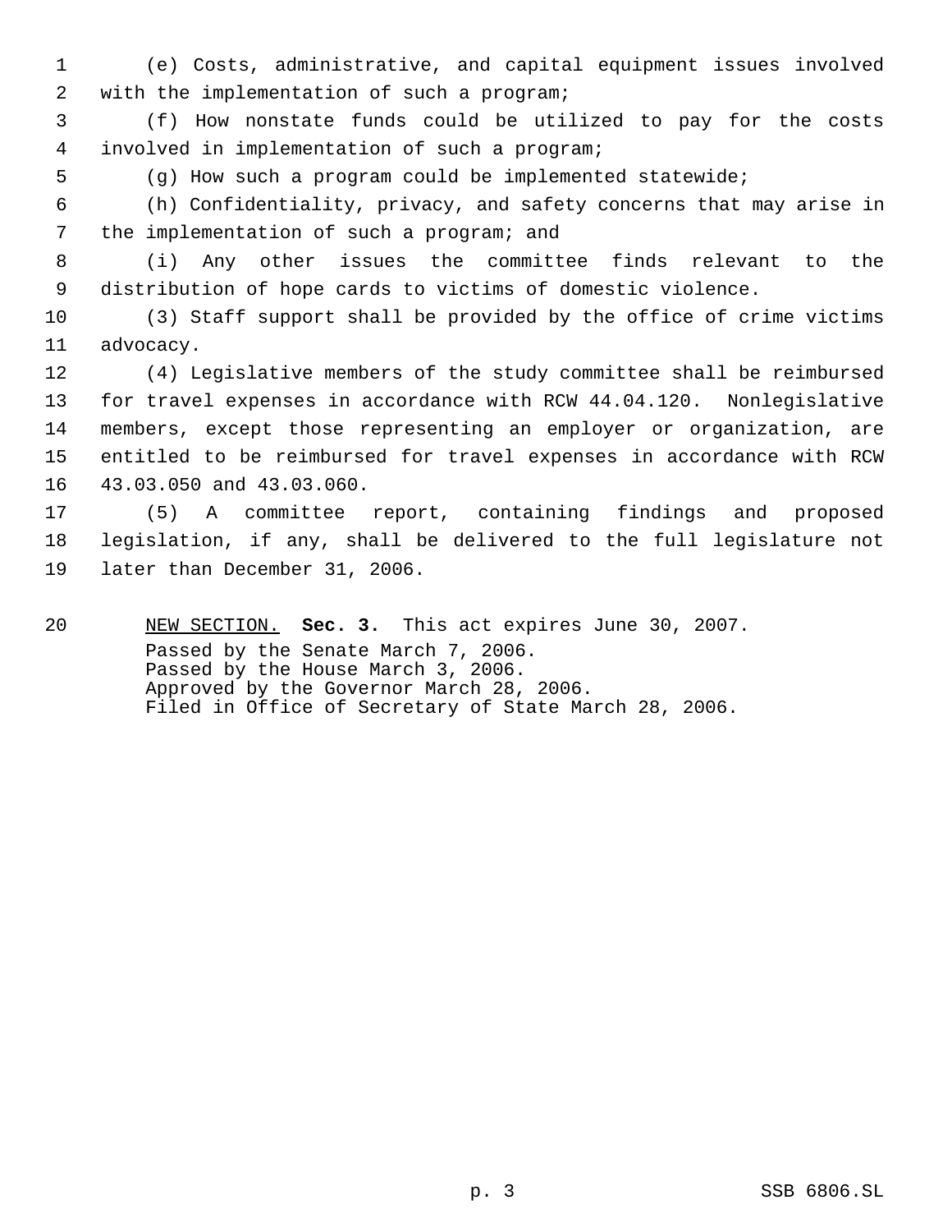(e) Costs, administrative, and capital equipment issues involved with the implementation of such a program;

(f) How nonstate funds could be utilized to pay for the costs involved in implementation of such a program;

(g) How such a program could be implemented statewide;

(h) Confidentiality, privacy, and safety concerns that may arise in the implementation of such a program; and

(i) Any other issues the committee finds relevant to the distribution of hope cards to victims of domestic violence.

(3) Staff support shall be provided by the office of crime victims advocacy.

(4) Legislative members of the study committee shall be reimbursed for travel expenses in accordance with RCW 44.04.120. Nonlegislative members, except those representing an employer or organization, are entitled to be reimbursed for travel expenses in accordance with RCW 43.03.050 and 43.03.060.

(5) A committee report, containing findings and proposed legislation, if any, shall be delivered to the full legislature not later than December 31, 2006.

NEW SECTION. **Sec. 3.** This act expires June 30, 2007.

Passed by the Senate March 7, 2006.
Passed by the House March 3, 2006.
Approved by the Governor March 28, 2006.
Filed in Office of Secretary of State March 28, 2006.